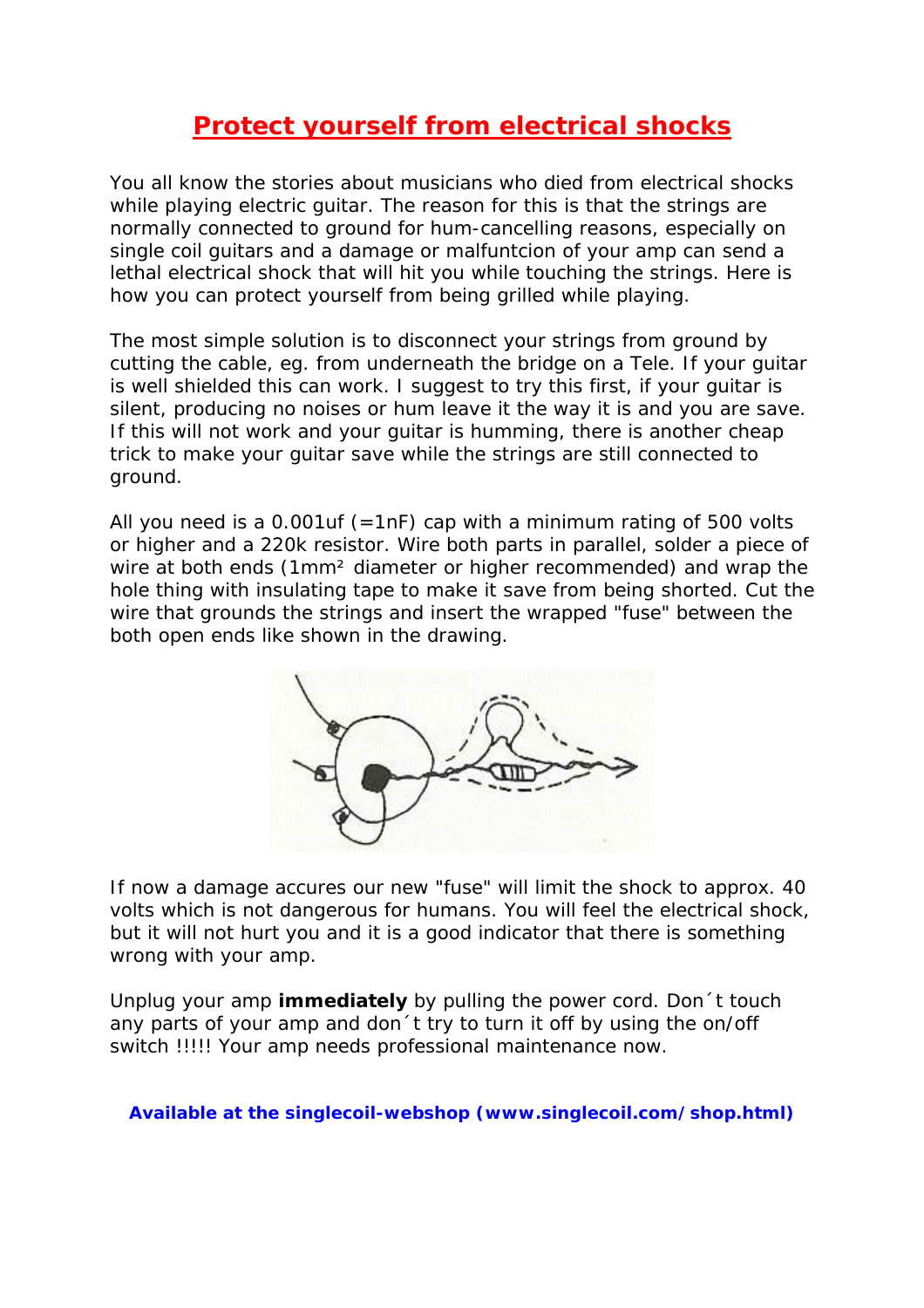# Protect yourself from electrical shocks

You all know the stories about musicians who died from electrical shocks while playing electric guitar. The reason for this is that the strings are normally connected to ground for hum-cancelling reasons, especially on single coil guitars and a damage or malfuntcion of your amp can send a lethal electrical shock that will hit you while touching the strings. Here is how you can protect yourself from being grilled while playing.

The most simple solution is to disconnect your strings from ground by cutting the cable, eg. from underneath the bridge on a Tele. If your guitar is well shielded this can work. I suggest to try this first, if your guitar is silent, producing no noises or hum leave it the way it is and you are save. If this will not work and your guitar is humming, there is another cheap trick to make your guitar save while the strings are still connected to ground.

All you need is a 0.001uf (=1nF) cap with a minimum rating of 500 volts or higher and a 220k resistor. Wire both parts in parallel, solder a piece of wire at both ends (1mm² diameter or higher recommended) and wrap the hole thing with insulating tape to make it save from being shorted. Cut the wire that grounds the strings and insert the wrapped "fuse" between the both open ends like shown in the drawing.

If now a damage accures our new "fuse" will limit the shock to approx. 40 volts which is not dangerous for humans. You will feel the electrical shock, but it will not hurt you and it is a good indicator that there is something wrong with your amp.

Unplug your amp **immediately** by pulling the power cord. Don´t touch any parts of your amp and don´t try to turn it off by using the on/off switch !!!!! Your amp needs professional maintenance now.

**Available at the singlecoil-webshop (www.singlecoil.com/shop.html)**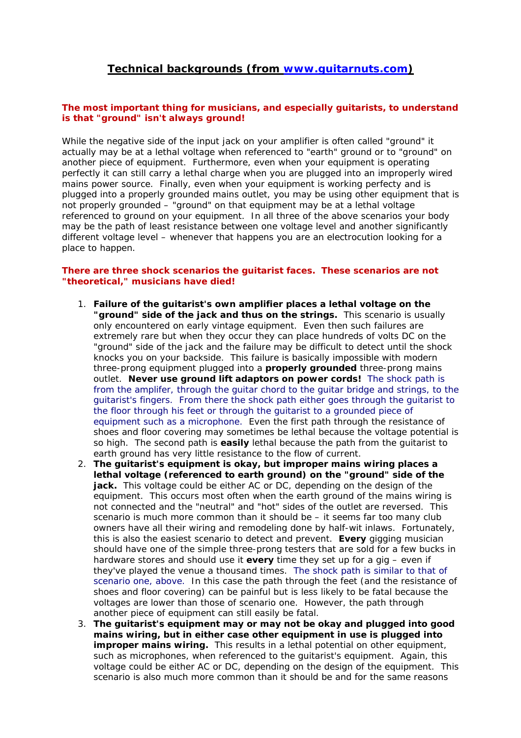# Technical backgrounds (from [www.guitarnuts.com](www.guitarnuts.com))

**The most important thing for musicians, and especially guitarists, to understand is that "ground" isn't always ground!**

While the negative side of the input jack on your amplifier is often called "ground" it actually may be at a lethal voltage when referenced to "earth" ground or to "ground" on another piece of equipment. Furthermore, even when your equipment is operating perfectly it can still carry a lethal charge when you are plugged into an improperly wired mains power source. Finally, even when your equipment is working perfecty and is plugged into a properly grounded mains outlet, you may be using other equipment that is not properly grounded – "ground" on that equipment may be at a lethal voltage referenced to ground on your equipment. In all three of the above scenarios your body may be the path of least resistance between one voltage level and another significantly different voltage level – whenever that happens you are an electrocution looking for a place to happen.

**There are three shock scenarios the guitarist faces. These scenarios are not "theoretical," musicians have died!**

1. **Failure of the guitarist's own amplifier places a lethal voltage on the "ground" side of the jack and thus on the strings.** This scenario is usually only encountered on early vintage equipment. Even then such failures are extremely rare but when they occur they can place hundreds of volts DC on the "ground" side of the jack and the failure may be difficult to detect until the shock knocks you on your backside. This failure is basically impossible with modern three-prong equipment plugged into a **properly grounded** three-prong mains outlet. **Never use ground lift adaptors on power cords!** The shock path is from the amplifier, through the guitar chord to the guitar bridge and strings, to the guitarist's fingers. From there the shock path either goes through the guitarist to the floor through his feet or through the guitarist to a grounded piece of equipment such as a microphone. Even the first path through the resistance of shoes and floor covering may sometimes be lethal because the voltage potential is so high. The second path is **easily** lethal because the path from the guitarist to earth ground has very little resistance to the flow of current.
2. **The guitarist's equipment is okay, but improper mains wiring places a lethal voltage (referenced to earth ground) on the "ground" side of the jack.** This voltage could be either AC or DC, depending on the design of the equipment. This occurs most often when the earth ground of the mains wiring is not connected and the "neutral" and "hot" sides of the outlet are reversed. This scenario is much more common than it should be – it seems far too many club owners have all their wiring and remodeling done by half-wit inlaws. Fortunately, this is also the easiest scenario to detect and prevent. **Every** gigging musician should have one of the simple three-prong testers that are sold for a few bucks in hardware stores and should use it **every** time they set up for a gig – even if they've played the venue a thousand times. The shock path is similar to that of scenario one, above. In this case the path through the feet (and the resistance of shoes and floor covering) can be painful but is less likely to be fatal because the voltages are lower than those of scenario one. However, the path through another piece of equipment can still easily be fatal.
3. **The guitarist's equipment may or may not be okay and plugged into good mains wiring, but in either case other equipment in use is plugged into improper mains wiring.** This results in a lethal potential on other equipment, such as microphones, when referenced to the guitarist's equipment. Again, this voltage could be either AC or DC, depending on the design of the equipment. This scenario is also much more common than it should be and for the same reasons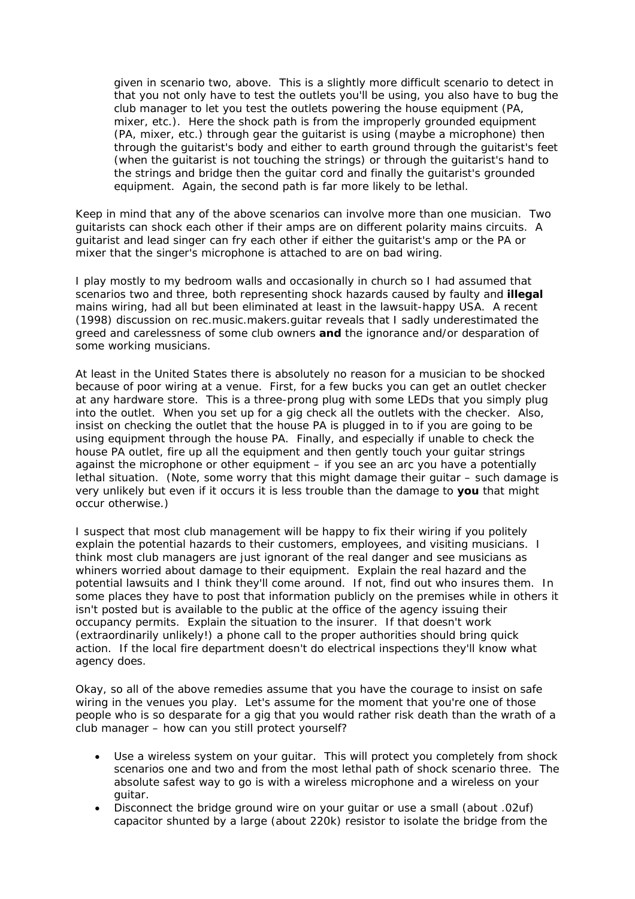given in scenario two, above. This is a slightly more difficult scenario to detect in that you not only have to test the outlets you'll be using, you also have to bug the club manager to let you test the outlets powering the house equipment (PA, mixer, etc.). Here the shock path is from the improperly grounded equipment (PA, mixer, etc.) through gear the guitarist is using (maybe a microphone) then through the guitarist's body and either to earth ground through the guitarist's feet (when the guitarist is not touching the strings) or through the guitarist's hand to the strings and bridge then the guitar cord and finally the guitarist's grounded equipment. Again, the second path is far more likely to be lethal.

Keep in mind that any of the above scenarios can involve more than one musician. Two guitarists can shock each other if their amps are on different polarity mains circuits. A guitarist and lead singer can fry each other if either the guitarist's amp or the PA or mixer that the singer's microphone is attached to are on bad wiring.

I play mostly to my bedroom walls and occasionally in church so I had assumed that scenarios two and three, both representing shock hazards caused by faulty and **illegal** mains wiring, had all but been eliminated at least in the lawsuit-happy USA. A recent (1998) discussion on rec.music.makers.guitar reveals that I sadly underestimated the greed and carelessness of some club owners **and** the ignorance and/or desparation of some working musicians.

At least in the United States there is absolutely no reason for a musician to be shocked because of poor wiring at a venue. First, for a few bucks you can get an outlet checker at any hardware store. This is a three-prong plug with some LEDs that you simply plug into the outlet. When you set up for a gig check all the outlets with the checker. Also, insist on checking the outlet that the house PA is plugged in to if you are going to be using equipment through the house PA. Finally, and especially if unable to check the house PA outlet, fire up all the equipment and then gently touch your guitar strings against the microphone or other equipment – if you see an arc you have a potentially lethal situation. (Note, some worry that this might damage their guitar – such damage is very unlikely but even if it occurs it is less trouble than the damage to **you** that might occur otherwise.)

I suspect that most club management will be happy to fix their wiring if you politely explain the potential hazards to their customers, employees, and visiting musicians. I think most club managers are just ignorant of the real danger and see musicians as whiners worried about damage to their equipment. Explain the real hazard and the potential lawsuits and I think they'll come around. If not, find out who insures them. In some places they have to post that information publicly on the premises while in others it isn't posted but is available to the public at the office of the agency issuing their occupancy permits. Explain the situation to the insurer. If that doesn't work (extraordinarily unlikely!) a phone call to the proper authorities should bring quick action. If the local fire department doesn't do electrical inspections they'll know what agency does.

Okay, so all of the above remedies assume that you have the courage to insist on safe wiring in the venues you play. Let's assume for the moment that you're one of those people who is so desparate for a gig that you would rather risk death than the wrath of a club manager – how can you still protect yourself?

- Use a wireless system on your guitar. This will protect you completely from shock scenarios one and two and from the most lethal path of shock scenario three. The absolute safest way to go is with a wireless microphone and a wireless on your guitar.
- Disconnect the bridge ground wire on your guitar or use a small (about .02uf) capacitor shunted by a large (about 220k) resistor to isolate the bridge from the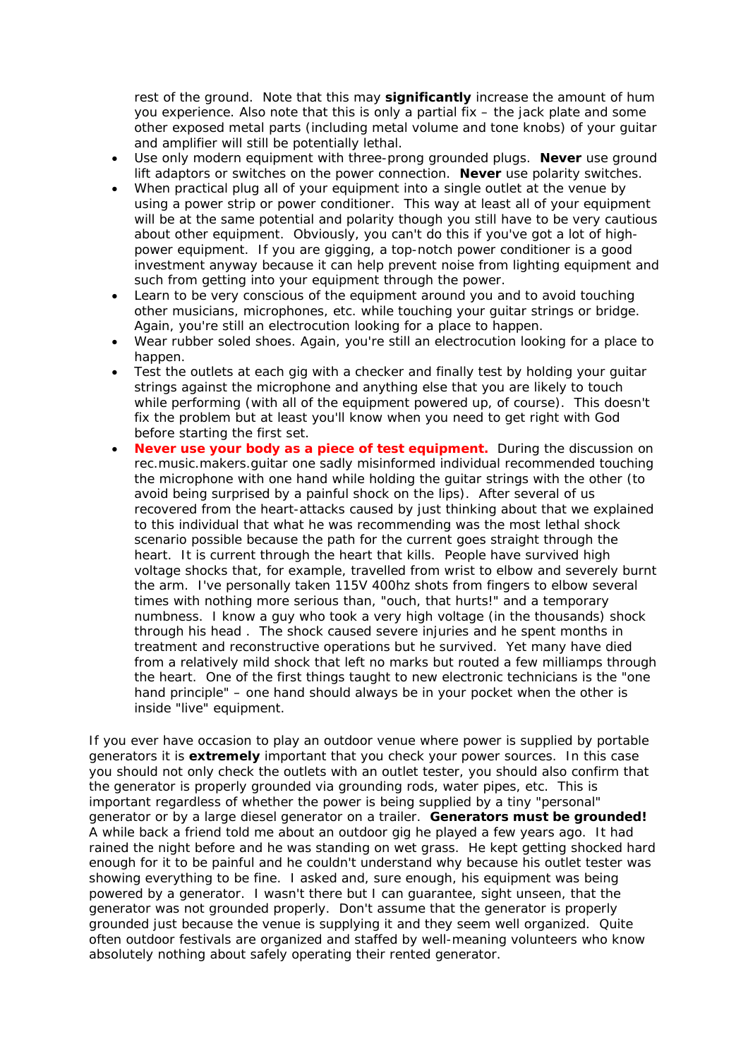rest of the ground. Note that this may **significantly** increase the amount of hum you experience. Also note that this is only a partial fix – the jack plate and some other exposed metal parts (including metal volume and tone knobs) of your guitar and amplifier will still be potentially lethal.

- Use only modern equipment with three-prong grounded plugs. **Never** use ground lift adaptors or switches on the power connection. **Never** use polarity switches.
- When practical plug all of your equipment into a single outlet at the venue by using a power strip or power conditioner. This way at least all of your equipment will be at the same potential and polarity though you still have to be very cautious about other equipment. Obviously, you can't do this if you've got a lot of high-power equipment. If you are gigging, a top-notch power conditioner is a good investment anyway because it can help prevent noise from lighting equipment and such from getting into your equipment through the power.
- Learn to be very conscious of the equipment around you and to avoid touching other musicians, microphones, etc. while touching your guitar strings or bridge. Again, you're still an electrocution looking for a place to happen.
- Wear rubber soled shoes. Again, you're still an electrocution looking for a place to happen.
- Test the outlets at each gig with a checker and finally test by holding your guitar strings against the microphone and anything else that you are likely to touch while performing (with all of the equipment powered up, of course). This doesn't fix the problem but at least you'll know when you need to get right with God before starting the first set.
- **Never use your body as a piece of test equipment.** During the discussion on rec.music.makers.guitar one sadly misinformed individual recommended touching the microphone with one hand while holding the guitar strings with the other (to avoid being surprised by a painful shock on the lips). After several of us recovered from the heart-attacks caused by just thinking about that we explained to this individual that what he was recommending was the most lethal shock scenario possible because the path for the current goes straight through the heart. It is current through the heart that kills. People have survived high voltage shocks that, for example, travelled from wrist to elbow and severely burnt the arm. I've personally taken 115V 400hz shots from fingers to elbow several times with nothing more serious than, "ouch, that hurts!" and a temporary numbness. I know a guy who took a very high voltage (in the thousands) shock through his head . The shock caused severe injuries and he spent months in treatment and reconstructive operations but he survived. Yet many have died from a relatively mild shock that left no marks but routed a few milliamps through the heart. One of the first things taught to new electronic technicians is the "one hand principle" – one hand should always be in your pocket when the other is inside "live" equipment.

If you ever have occasion to play an outdoor venue where power is supplied by portable generators it is **extremely** important that you check your power sources. In this case you should not only check the outlets with an outlet tester, you should also confirm that the generator is properly grounded via grounding rods, water pipes, etc. This is important regardless of whether the power is being supplied by a tiny "personal" generator or by a large diesel generator on a trailer. **Generators must be grounded!** A while back a friend told me about an outdoor gig he played a few years ago. It had rained the night before and he was standing on wet grass. He kept getting shocked hard enough for it to be painful and he couldn't understand why because his outlet tester was showing everything to be fine. I asked and, sure enough, his equipment was being powered by a generator. I wasn't there but I can guarantee, sight unseen, that the generator was not grounded properly. Don't assume that the generator is properly grounded just because the venue is supplying it and they seem well organized. Quite often outdoor festivals are organized and staffed by well-meaning volunteers who know absolutely nothing about safely operating their rented generator.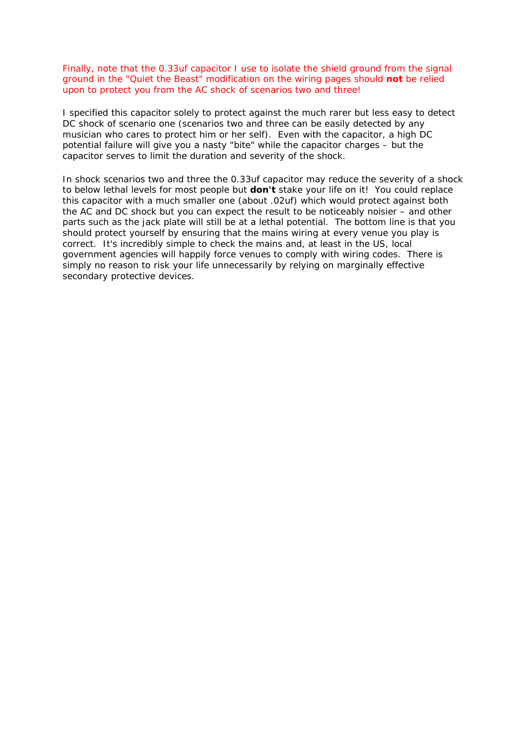Finally, note that the 0.33uf capacitor I use to isolate the shield ground from the signal ground in the "Quiet the Beast" modification on the wiring pages should **not** be relied upon to protect you from the AC shock of scenarios two and three!

I specified this capacitor solely to protect against the much rarer but less easy to detect DC shock of scenario one (scenarios two and three can be easily detected by any musician who cares to protect him or her self). Even with the capacitor, a high DC potential failure will give you a nasty "bite" while the capacitor charges – but the capacitor serves to limit the duration and severity of the shock.

In shock scenarios two and three the 0.33uf capacitor may reduce the severity of a shock to below lethal levels for most people but **don't** stake your life on it! You could replace this capacitor with a much smaller one (about .02uf) which would protect against both the AC and DC shock but you can expect the result to be noticeably noisier – and other parts such as the jack plate will still be at a lethal potential. The bottom line is that you should protect yourself by ensuring that the mains wiring at every venue you play is correct. It's incredibly simple to check the mains and, at least in the US, local government agencies will happily force venues to comply with wiring codes. There is simply no reason to risk your life unnecessarily by relying on marginally effective secondary protective devices.